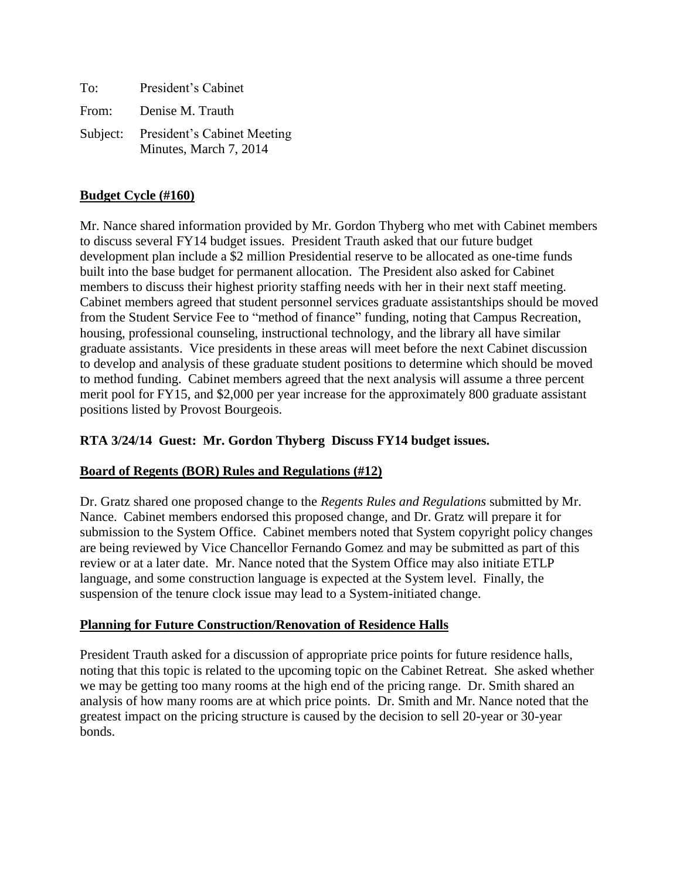To: President's Cabinet

From: Denise M. Trauth

Subject: President's Cabinet Meeting
Minutes, March 7, 2014

**Budget Cycle (#160)**

Mr. Nance shared information provided by Mr. Gordon Thyberg who met with Cabinet members to discuss several FY14 budget issues. President Trauth asked that our future budget development plan include a $2 million Presidential reserve to be allocated as one-time funds built into the base budget for permanent allocation. The President also asked for Cabinet members to discuss their highest priority staffing needs with her in their next staff meeting. Cabinet members agreed that student personnel services graduate assistantships should be moved from the Student Service Fee to "method of finance" funding, noting that Campus Recreation, housing, professional counseling, instructional technology, and the library all have similar graduate assistants. Vice presidents in these areas will meet before the next Cabinet discussion to develop and analysis of these graduate student positions to determine which should be moved to method funding. Cabinet members agreed that the next analysis will assume a three percent merit pool for FY15, and $2,000 per year increase for the approximately 800 graduate assistant positions listed by Provost Bourgeois.

**RTA 3/24/14 Guest: Mr. Gordon Thyberg Discuss FY14 budget issues.**

**Board of Regents (BOR) Rules and Regulations (#12)**

Dr. Gratz shared one proposed change to the *Regents Rules and Regulations* submitted by Mr. Nance. Cabinet members endorsed this proposed change, and Dr. Gratz will prepare it for submission to the System Office. Cabinet members noted that System copyright policy changes are being reviewed by Vice Chancellor Fernando Gomez and may be submitted as part of this review or at a later date. Mr. Nance noted that the System Office may also initiate ETLP language, and some construction language is expected at the System level. Finally, the suspension of the tenure clock issue may lead to a System-initiated change.

**Planning for Future Construction/Renovation of Residence Halls**

President Trauth asked for a discussion of appropriate price points for future residence halls, noting that this topic is related to the upcoming topic on the Cabinet Retreat. She asked whether we may be getting too many rooms at the high end of the pricing range. Dr. Smith shared an analysis of how many rooms are at which price points. Dr. Smith and Mr. Nance noted that the greatest impact on the pricing structure is caused by the decision to sell 20-year or 30-year bonds.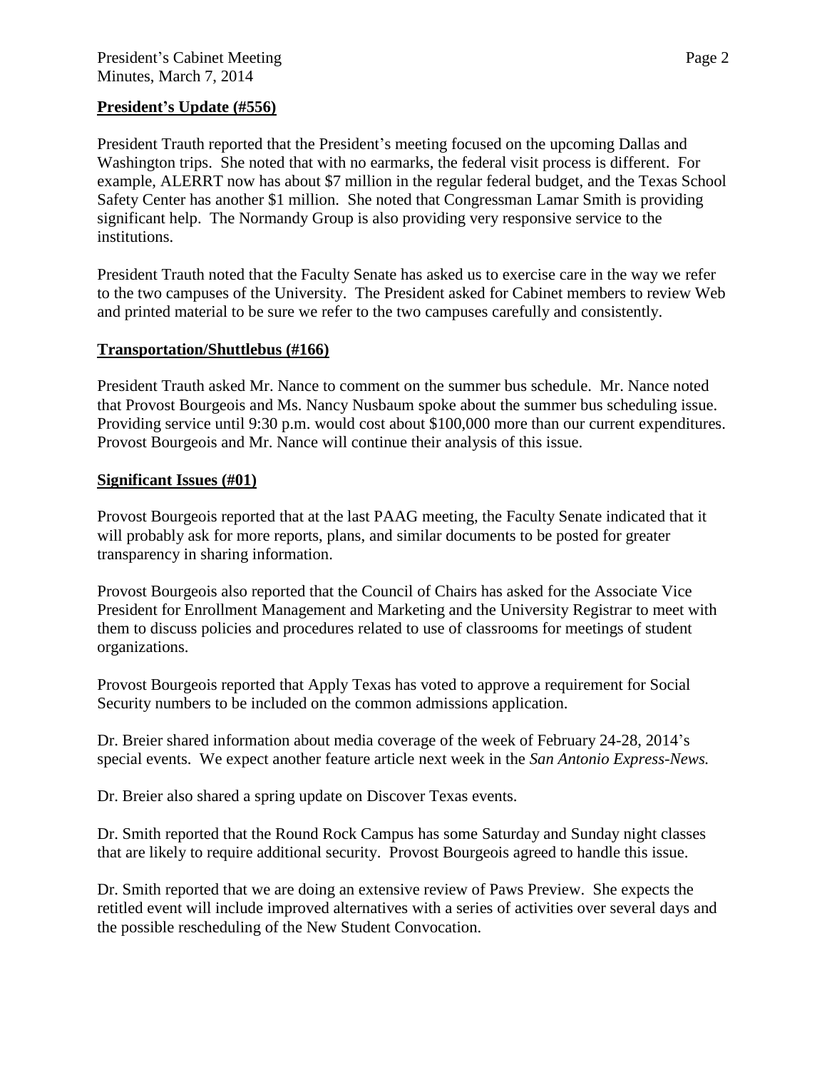**President's Update (#556)**

President Trauth reported that the President's meeting focused on the upcoming Dallas and Washington trips. She noted that with no earmarks, the federal visit process is different. For example, ALERRT now has about $7 million in the regular federal budget, and the Texas School Safety Center has another $1 million. She noted that Congressman Lamar Smith is providing significant help. The Normandy Group is also providing very responsive service to the institutions.

President Trauth noted that the Faculty Senate has asked us to exercise care in the way we refer to the two campuses of the University. The President asked for Cabinet members to review Web and printed material to be sure we refer to the two campuses carefully and consistently.

**Transportation/Shuttlebus (#166)**

President Trauth asked Mr. Nance to comment on the summer bus schedule. Mr. Nance noted that Provost Bourgeois and Ms. Nancy Nusbaum spoke about the summer bus scheduling issue. Providing service until 9:30 p.m. would cost about $100,000 more than our current expenditures. Provost Bourgeois and Mr. Nance will continue their analysis of this issue.

**Significant Issues (#01)**

Provost Bourgeois reported that at the last PAAG meeting, the Faculty Senate indicated that it will probably ask for more reports, plans, and similar documents to be posted for greater transparency in sharing information.

Provost Bourgeois also reported that the Council of Chairs has asked for the Associate Vice President for Enrollment Management and Marketing and the University Registrar to meet with them to discuss policies and procedures related to use of classrooms for meetings of student organizations.

Provost Bourgeois reported that Apply Texas has voted to approve a requirement for Social Security numbers to be included on the common admissions application.

Dr. Breier shared information about media coverage of the week of February 24-28, 2014's special events. We expect another feature article next week in the *San Antonio Express-News.*

Dr. Breier also shared a spring update on Discover Texas events.

Dr. Smith reported that the Round Rock Campus has some Saturday and Sunday night classes that are likely to require additional security. Provost Bourgeois agreed to handle this issue.

Dr. Smith reported that we are doing an extensive review of Paws Preview. She expects the retitled event will include improved alternatives with a series of activities over several days and the possible rescheduling of the New Student Convocation.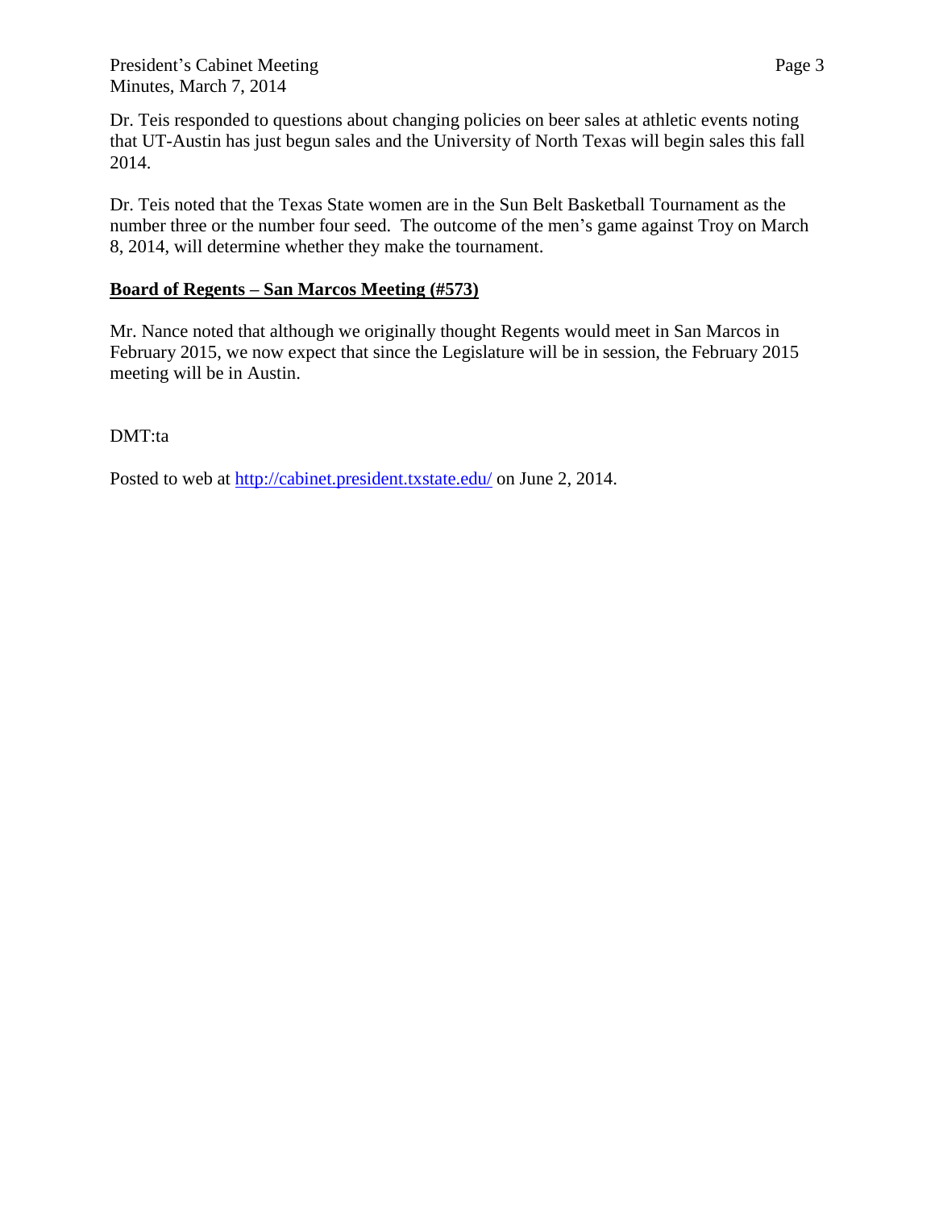Dr. Teis responded to questions about changing policies on beer sales at athletic events noting that UT-Austin has just begun sales and the University of North Texas will begin sales this fall 2014.

Dr. Teis noted that the Texas State women are in the Sun Belt Basketball Tournament as the number three or the number four seed. The outcome of the men's game against Troy on March 8, 2014, will determine whether they make the tournament.

**Board of Regents – San Marcos Meeting (#573)**

Mr. Nance noted that although we originally thought Regents would meet in San Marcos in February 2015, we now expect that since the Legislature will be in session, the February 2015 meeting will be in Austin.

DMT:ta

Posted to web at [http://cabinet.president.txstate.edu/](http://cabinet.president.txstate.edu/) on June 2, 2014.